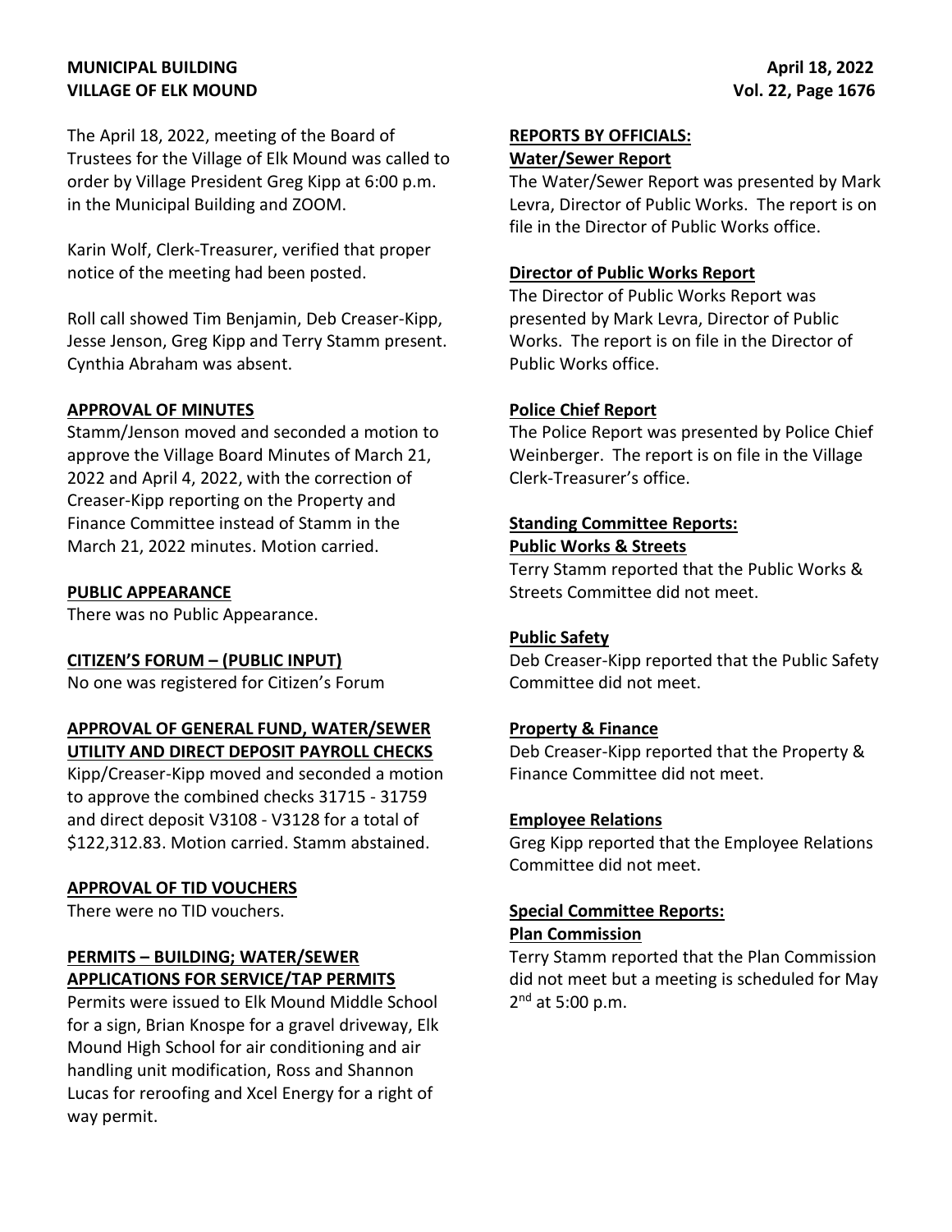The April 18, 2022, meeting of the Board of Trustees for the Village of Elk Mound was called to order by Village President Greg Kipp at 6:00 p.m. in the Municipal Building and ZOOM.

Karin Wolf, Clerk-Treasurer, verified that proper notice of the meeting had been posted.

Roll call showed Tim Benjamin, Deb Creaser-Kipp, Jesse Jenson, Greg Kipp and Terry Stamm present. Cynthia Abraham was absent.

**APPROVAL OF MINUTES**

Stamm/Jenson moved and seconded a motion to approve the Village Board Minutes of March 21, 2022 and April 4, 2022, with the correction of Creaser-Kipp reporting on the Property and Finance Committee instead of Stamm in the March 21, 2022 minutes. Motion carried.

**PUBLIC APPEARANCE**

There was no Public Appearance.

**CITIZEN'S FORUM – (PUBLIC INPUT)**

No one was registered for Citizen's Forum

**APPROVAL OF GENERAL FUND, WATER/SEWER UTILITY AND DIRECT DEPOSIT PAYROLL CHECKS**

Kipp/Creaser-Kipp moved and seconded a motion to approve the combined checks 31715 - 31759 and direct deposit V3108 - V3128 for a total of $122,312.83. Motion carried. Stamm abstained.

**APPROVAL OF TID VOUCHERS**

There were no TID vouchers.

**PERMITS – BUILDING; WATER/SEWER APPLICATIONS FOR SERVICE/TAP PERMITS**

Permits were issued to Elk Mound Middle School for a sign, Brian Knospe for a gravel driveway, Elk Mound High School for air conditioning and air handling unit modification, Ross and Shannon Lucas for reroofing and Xcel Energy for a right of way permit.

**REPORTS BY OFFICIALS:**

**Water/Sewer Report**

The Water/Sewer Report was presented by Mark Levra, Director of Public Works. The report is on file in the Director of Public Works office.

**Director of Public Works Report**

The Director of Public Works Report was presented by Mark Levra, Director of Public Works. The report is on file in the Director of Public Works office.

**Police Chief Report**

The Police Report was presented by Police Chief Weinberger. The report is on file in the Village Clerk-Treasurer's office.

**Standing Committee Reports:**

**Public Works & Streets**

Terry Stamm reported that the Public Works & Streets Committee did not meet.

**Public Safety**

Deb Creaser-Kipp reported that the Public Safety Committee did not meet.

**Property & Finance**

Deb Creaser-Kipp reported that the Property & Finance Committee did not meet.

**Employee Relations**

Greg Kipp reported that the Employee Relations Committee did not meet.

**Special Committee Reports:**

**Plan Commission**

Terry Stamm reported that the Plan Commission did not meet but a meeting is scheduled for May 2nd at 5:00 p.m.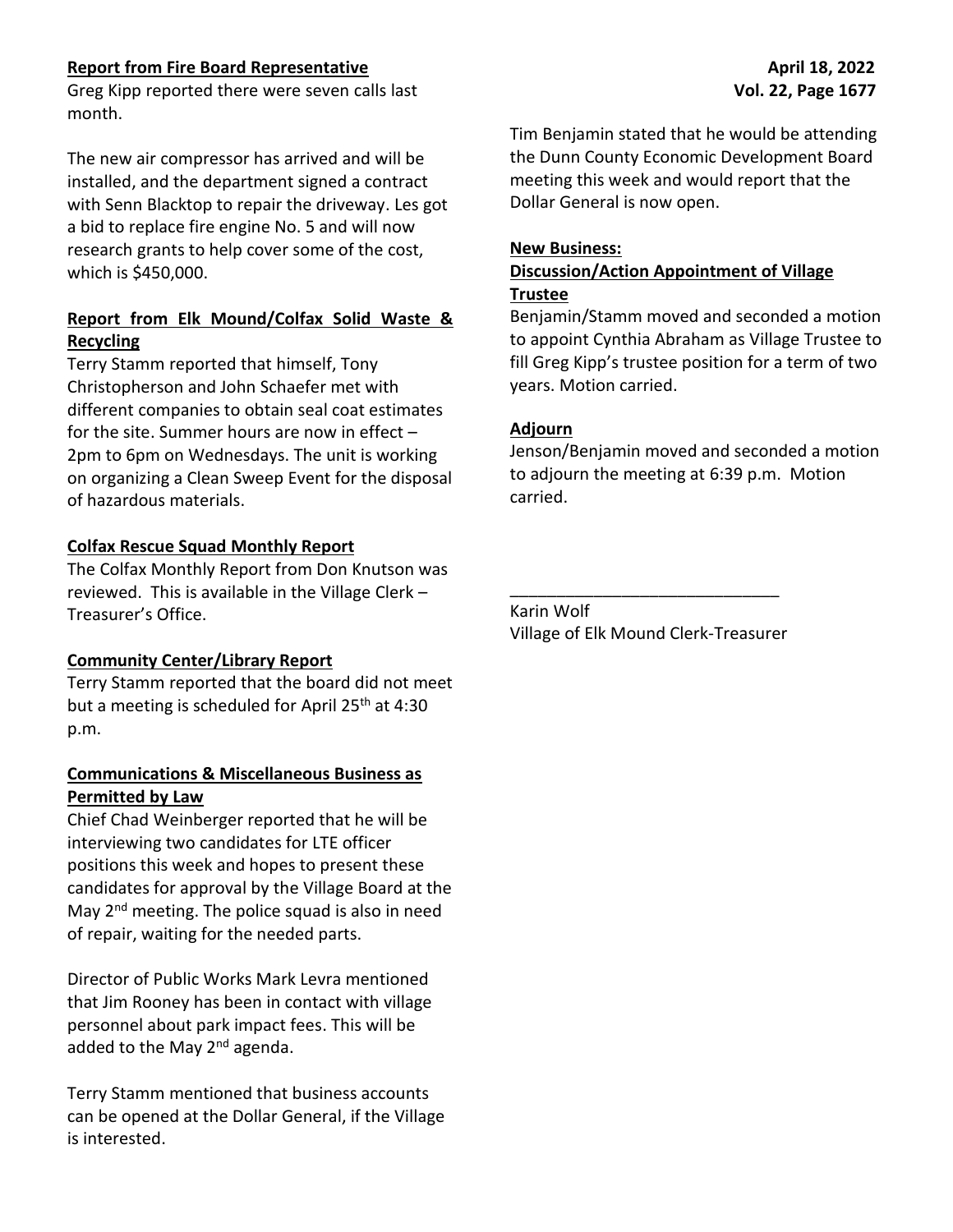**Report from Fire Board Representative**

Greg Kipp reported there were seven calls last month.

The new air compressor has arrived and will be installed, and the department signed a contract with Senn Blacktop to repair the driveway. Les got a bid to replace fire engine No. 5 and will now research grants to help cover some of the cost, which is $450,000.

**Report from Elk Mound/Colfax Solid Waste & Recycling**

Terry Stamm reported that himself, Tony Christopherson and John Schaefer met with different companies to obtain seal coat estimates for the site. Summer hours are now in effect – 2pm to 6pm on Wednesdays. The unit is working on organizing a Clean Sweep Event for the disposal of hazardous materials.

**Colfax Rescue Squad Monthly Report**

The Colfax Monthly Report from Don Knutson was reviewed. This is available in the Village Clerk – Treasurer's Office.

**Community Center/Library Report**

Terry Stamm reported that the board did not meet but a meeting is scheduled for April 25th at 4:30 p.m.

**Communications & Miscellaneous Business as Permitted by Law**

Chief Chad Weinberger reported that he will be interviewing two candidates for LTE officer positions this week and hopes to present these candidates for approval by the Village Board at the May 2nd meeting. The police squad is also in need of repair, waiting for the needed parts.

Director of Public Works Mark Levra mentioned that Jim Rooney has been in contact with village personnel about park impact fees. This will be added to the May 2nd agenda.

Terry Stamm mentioned that business accounts can be opened at the Dollar General, if the Village is interested.

Tim Benjamin stated that he would be attending the Dunn County Economic Development Board meeting this week and would report that the Dollar General is now open.

**New Business:**

**Discussion/Action Appointment of Village Trustee**

Benjamin/Stamm moved and seconded a motion to appoint Cynthia Abraham as Village Trustee to fill Greg Kipp's trustee position for a term of two years. Motion carried.

**Adjourn**

Jenson/Benjamin moved and seconded a motion to adjourn the meeting at 6:39 p.m. Motion carried.

_____________________________

Karin Wolf
Village of Elk Mound Clerk-Treasurer